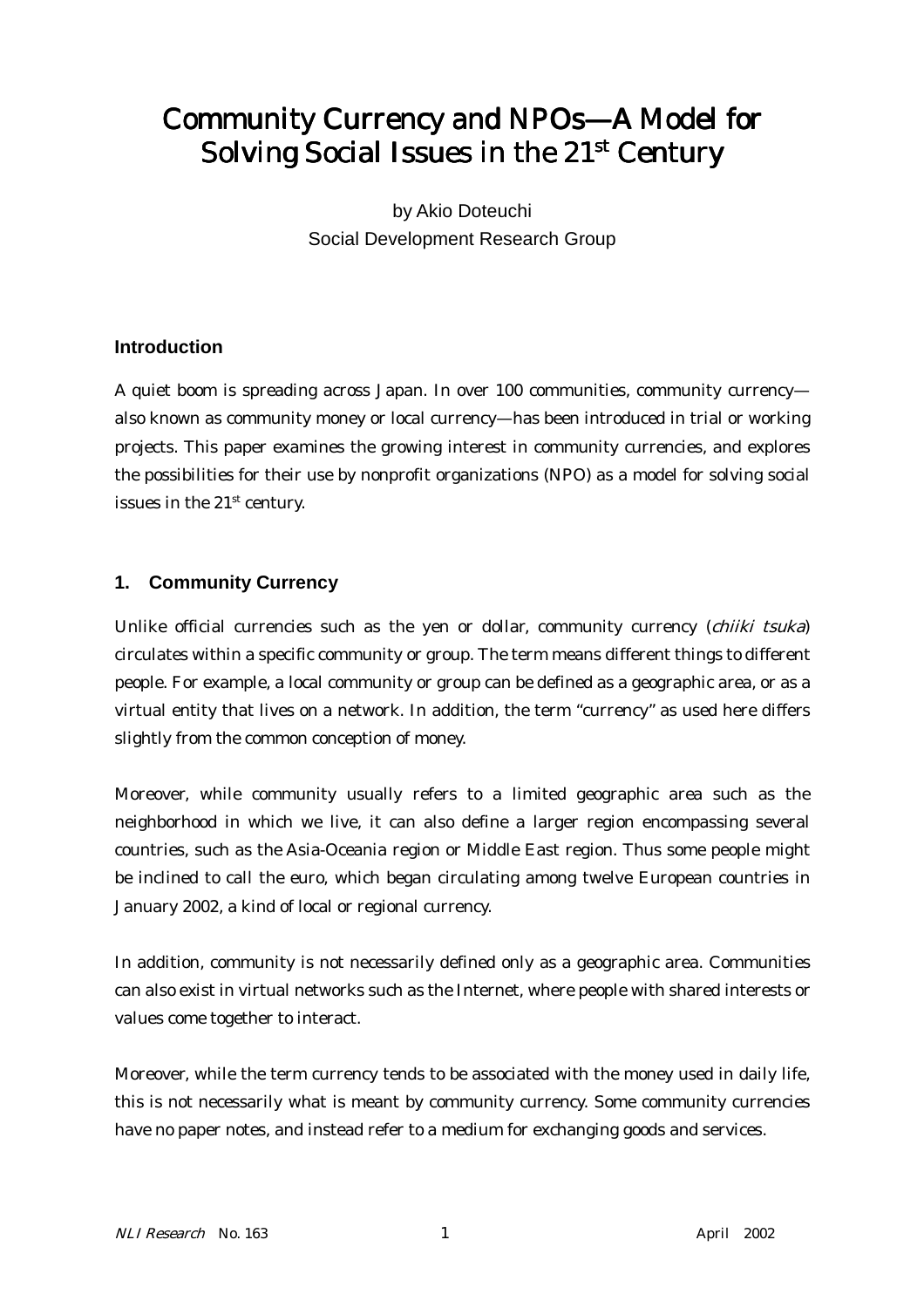# Community Currency and NPOs—A Model for Solving Social Issues in the 21st Century

by Akio Doteuchi
Social Development Research Group

## Introduction

A quiet boom is spreading across Japan. In over 100 communities, community currency—also known as community money or local currency—has been introduced in trial or working projects. This paper examines the growing interest in community currencies, and explores the possibilities for their use by nonprofit organizations (NPO) as a model for solving social issues in the 21st century.

## 1. Community Currency

Unlike official currencies such as the yen or dollar, community currency (*chiiki tsuka*) circulates within a specific community or group. The term means different things to different people. For example, a local community or group can be defined as a geographic area, or as a virtual entity that lives on a network. In addition, the term "currency" as used here differs slightly from the common conception of money.

Moreover, while community usually refers to a limited geographic area such as the neighborhood in which we live, it can also define a larger region encompassing several countries, such as the Asia-Oceania region or Middle East region. Thus some people might be inclined to call the euro, which began circulating among twelve European countries in January 2002, a kind of local or regional currency.

In addition, community is not necessarily defined only as a geographic area. Communities can also exist in virtual networks such as the Internet, where people with shared interests or values come together to interact.

Moreover, while the term currency tends to be associated with the money used in daily life, this is not necessarily what is meant by community currency. Some community currencies have no paper notes, and instead refer to a medium for exchanging goods and services.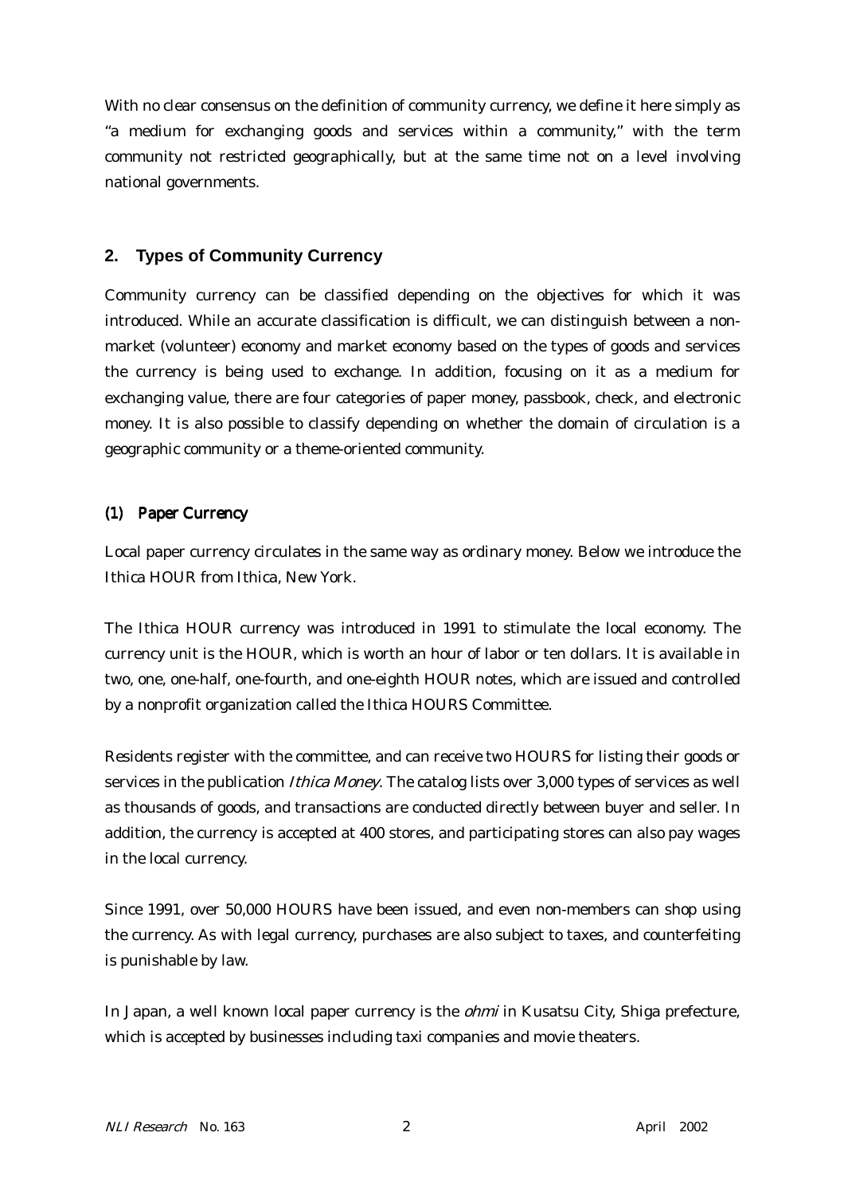With no clear consensus on the definition of community currency, we define it here simply as "a medium for exchanging goods and services within a community," with the term community not restricted geographically, but at the same time not on a level involving national governments.

## 2. Types of Community Currency

Community currency can be classified depending on the objectives for which it was introduced. While an accurate classification is difficult, we can distinguish between a non-market (volunteer) economy and market economy based on the types of goods and services the currency is being used to exchange. In addition, focusing on it as a medium for exchanging value, there are four categories of paper money, passbook, check, and electronic money. It is also possible to classify depending on whether the domain of circulation is a geographic community or a theme-oriented community.

### (1) Paper Currency

Local paper currency circulates in the same way as ordinary money. Below we introduce the Ithica HOUR from Ithica, New York.

The Ithica HOUR currency was introduced in 1991 to stimulate the local economy. The currency unit is the HOUR, which is worth an hour of labor or ten dollars. It is available in two, one, one-half, one-fourth, and one-eighth HOUR notes, which are issued and controlled by a nonprofit organization called the Ithica HOURS Committee.

Residents register with the committee, and can receive two HOURS for listing their goods or services in the publication *Ithica Money*. The catalog lists over 3,000 types of services as well as thousands of goods, and transactions are conducted directly between buyer and seller. In addition, the currency is accepted at 400 stores, and participating stores can also pay wages in the local currency.

Since 1991, over 50,000 HOURS have been issued, and even non-members can shop using the currency. As with legal currency, purchases are also subject to taxes, and counterfeiting is punishable by law.

In Japan, a well known local paper currency is the *ohmi* in Kusatsu City, Shiga prefecture, which is accepted by businesses including taxi companies and movie theaters.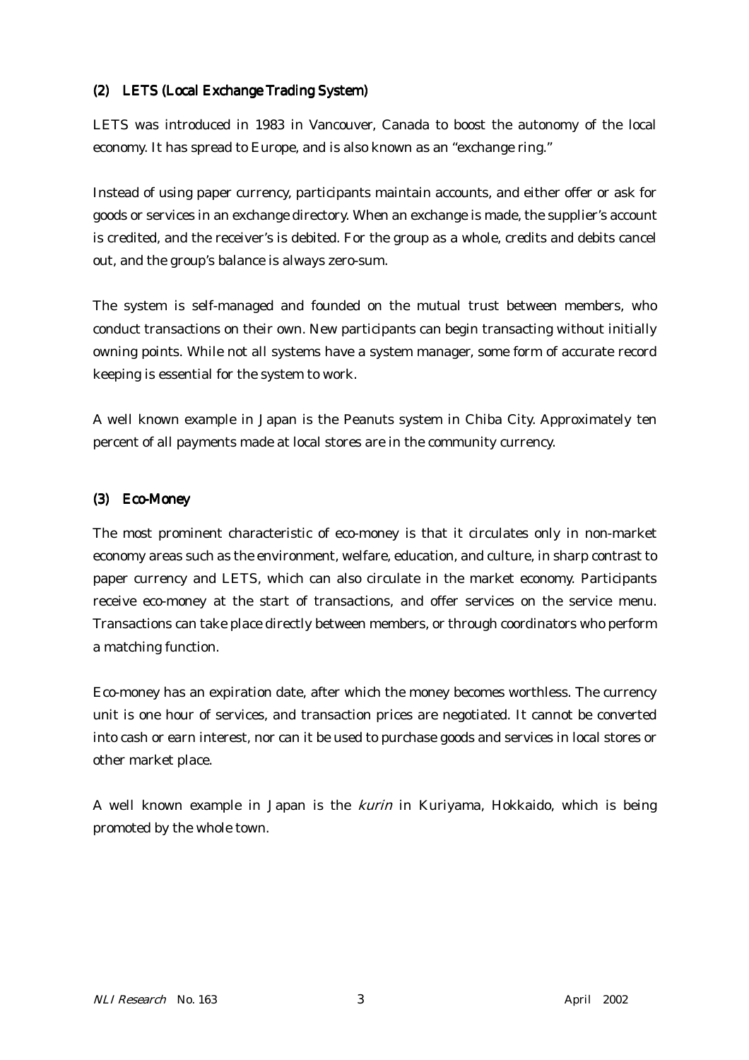### (2) LETS (Local Exchange Trading System)

LETS was introduced in 1983 in Vancouver, Canada to boost the autonomy of the local economy. It has spread to Europe, and is also known as an "exchange ring."

Instead of using paper currency, participants maintain accounts, and either offer or ask for goods or services in an exchange directory. When an exchange is made, the supplier's account is credited, and the receiver's is debited. For the group as a whole, credits and debits cancel out, and the group's balance is always zero-sum.

The system is self-managed and founded on the mutual trust between members, who conduct transactions on their own. New participants can begin transacting without initially owning points. While not all systems have a system manager, some form of accurate record keeping is essential for the system to work.

A well known example in Japan is the Peanuts system in Chiba City. Approximately ten percent of all payments made at local stores are in the community currency.

### (3) Eco-Money

The most prominent characteristic of eco-money is that it circulates only in non-market economy areas such as the environment, welfare, education, and culture, in sharp contrast to paper currency and LETS, which can also circulate in the market economy. Participants receive eco-money at the start of transactions, and offer services on the service menu. Transactions can take place directly between members, or through coordinators who perform a matching function.

Eco-money has an expiration date, after which the money becomes worthless. The currency unit is one hour of services, and transaction prices are negotiated. It cannot be converted into cash or earn interest, nor can it be used to purchase goods and services in local stores or other market place.

A well known example in Japan is the *kurin* in Kuriyama, Hokkaido, which is being promoted by the whole town.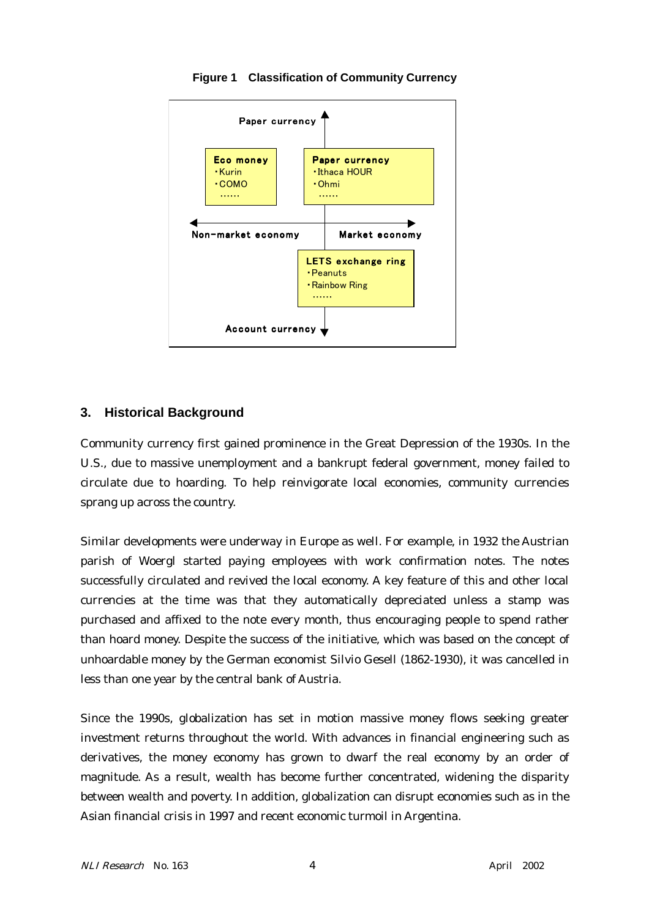**Figure 1 Classification of Community Currency**

Paper currency

**Eco money**
- Kurin
- COMO
- ……

**Paper currency**
- Ithaca HOUR
- Ohmi
- ……

Non-market economy ← → Market economy

**LETS exchange ring**
- Peanuts
- Rainbow Ring
- ……

Account currency

## 3. Historical Background

Community currency first gained prominence in the Great Depression of the 1930s. In the U.S., due to massive unemployment and a bankrupt federal government, money failed to circulate due to hoarding. To help reinvigorate local economies, community currencies sprang up across the country.

Similar developments were underway in Europe as well. For example, in 1932 the Austrian parish of Woergl started paying employees with work confirmation notes. The notes successfully circulated and revived the local economy. A key feature of this and other local currencies at the time was that they automatically depreciated unless a stamp was purchased and affixed to the note every month, thus encouraging people to spend rather than hoard money. Despite the success of the initiative, which was based on the concept of unhoardable money by the German economist Silvio Gesell (1862-1930), it was cancelled in less than one year by the central bank of Austria.

Since the 1990s, globalization has set in motion massive money flows seeking greater investment returns throughout the world. With advances in financial engineering such as derivatives, the money economy has grown to dwarf the real economy by an order of magnitude. As a result, wealth has become further concentrated, widening the disparity between wealth and poverty. In addition, globalization can disrupt economies such as in the Asian financial crisis in 1997 and recent economic turmoil in Argentina.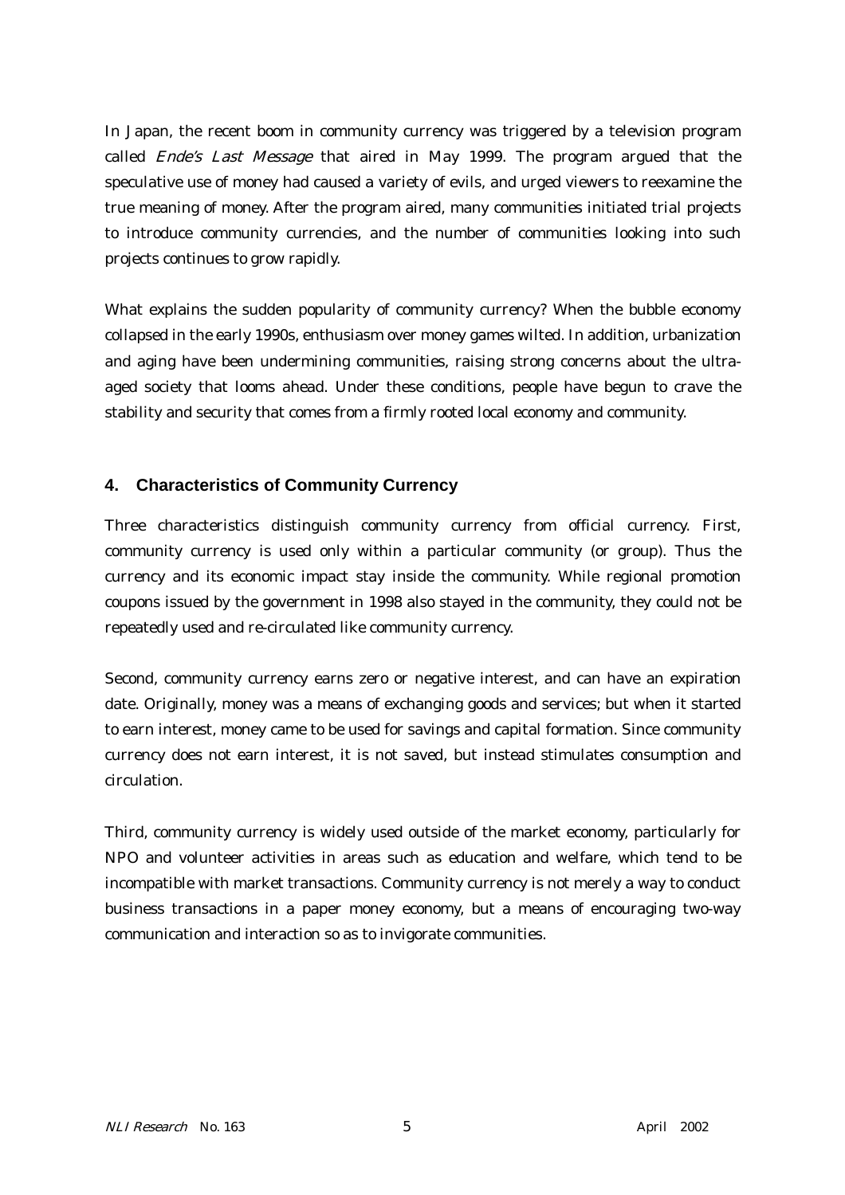In Japan, the recent boom in community currency was triggered by a television program called *Ende's Last Message* that aired in May 1999. The program argued that the speculative use of money had caused a variety of evils, and urged viewers to reexamine the true meaning of money. After the program aired, many communities initiated trial projects to introduce community currencies, and the number of communities looking into such projects continues to grow rapidly.

What explains the sudden popularity of community currency? When the bubble economy collapsed in the early 1990s, enthusiasm over money games wilted. In addition, urbanization and aging have been undermining communities, raising strong concerns about the ultra-aged society that looms ahead. Under these conditions, people have begun to crave the stability and security that comes from a firmly rooted local economy and community.

## 4. Characteristics of Community Currency

Three characteristics distinguish community currency from official currency. First, community currency is used only within a particular community (or group). Thus the currency and its economic impact stay inside the community. While regional promotion coupons issued by the government in 1998 also stayed in the community, they could not be repeatedly used and re-circulated like community currency.

Second, community currency earns zero or negative interest, and can have an expiration date. Originally, money was a means of exchanging goods and services; but when it started to earn interest, money came to be used for savings and capital formation. Since community currency does not earn interest, it is not saved, but instead stimulates consumption and circulation.

Third, community currency is widely used outside of the market economy, particularly for NPO and volunteer activities in areas such as education and welfare, which tend to be incompatible with market transactions. Community currency is not merely a way to conduct business transactions in a paper money economy, but a means of encouraging two-way communication and interaction so as to invigorate communities.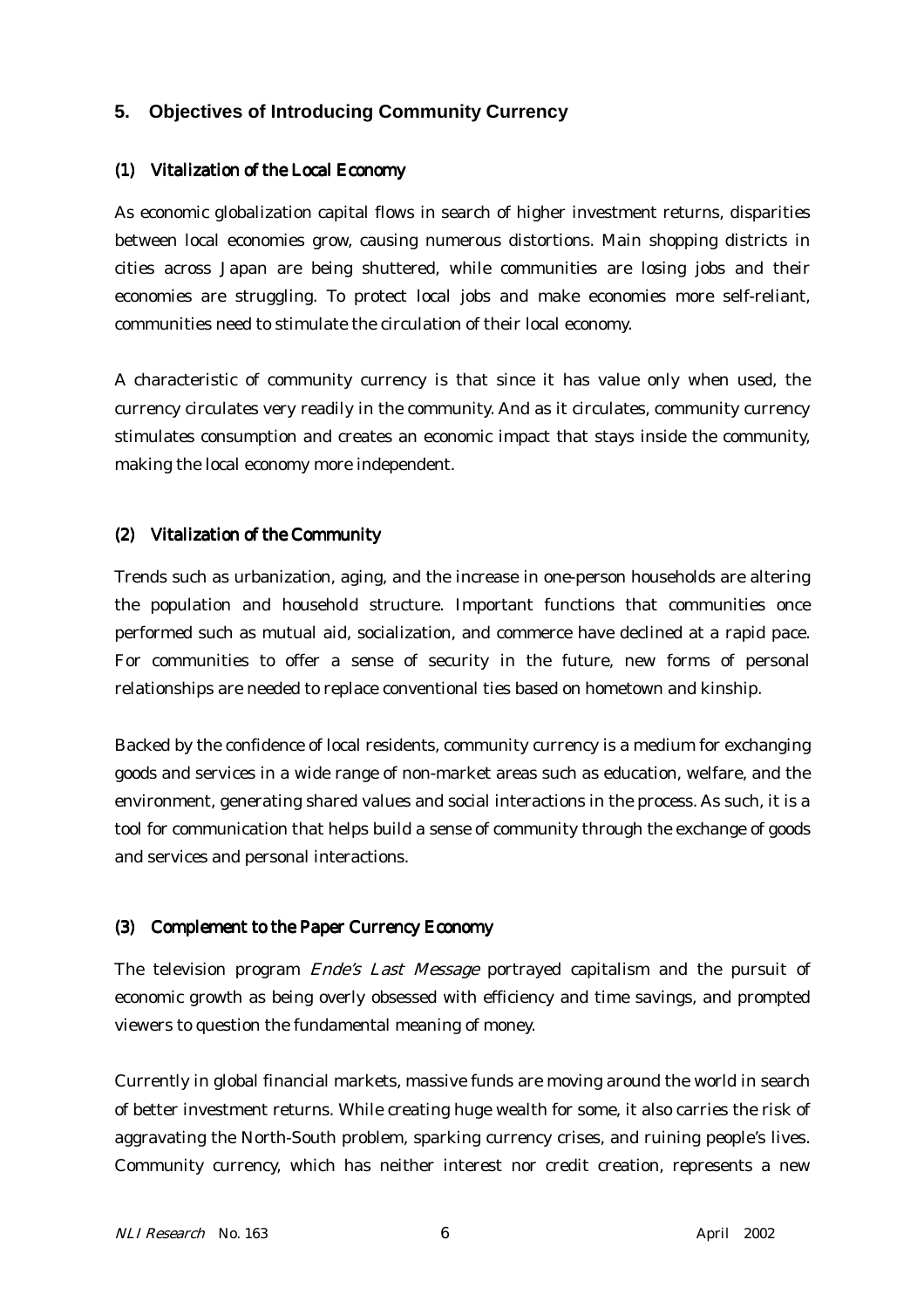## 5. Objectives of Introducing Community Currency

### (1) Vitalization of the Local Economy

As economic globalization capital flows in search of higher investment returns, disparities between local economies grow, causing numerous distortions. Main shopping districts in cities across Japan are being shuttered, while communities are losing jobs and their economies are struggling. To protect local jobs and make economies more self-reliant, communities need to stimulate the circulation of their local economy.

A characteristic of community currency is that since it has value only when used, the currency circulates very readily in the community. And as it circulates, community currency stimulates consumption and creates an economic impact that stays inside the community, making the local economy more independent.

### (2) Vitalization of the Community

Trends such as urbanization, aging, and the increase in one-person households are altering the population and household structure. Important functions that communities once performed such as mutual aid, socialization, and commerce have declined at a rapid pace. For communities to offer a sense of security in the future, new forms of personal relationships are needed to replace conventional ties based on hometown and kinship.

Backed by the confidence of local residents, community currency is a medium for exchanging goods and services in a wide range of non-market areas such as education, welfare, and the environment, generating shared values and social interactions in the process. As such, it is a tool for communication that helps build a sense of community through the exchange of goods and services and personal interactions.

### (3) Complement to the Paper Currency Economy

The television program *Ende's Last Message* portrayed capitalism and the pursuit of economic growth as being overly obsessed with efficiency and time savings, and prompted viewers to question the fundamental meaning of money.

Currently in global financial markets, massive funds are moving around the world in search of better investment returns. While creating huge wealth for some, it also carries the risk of aggravating the North-South problem, sparking currency crises, and ruining people's lives. Community currency, which has neither interest nor credit creation, represents a new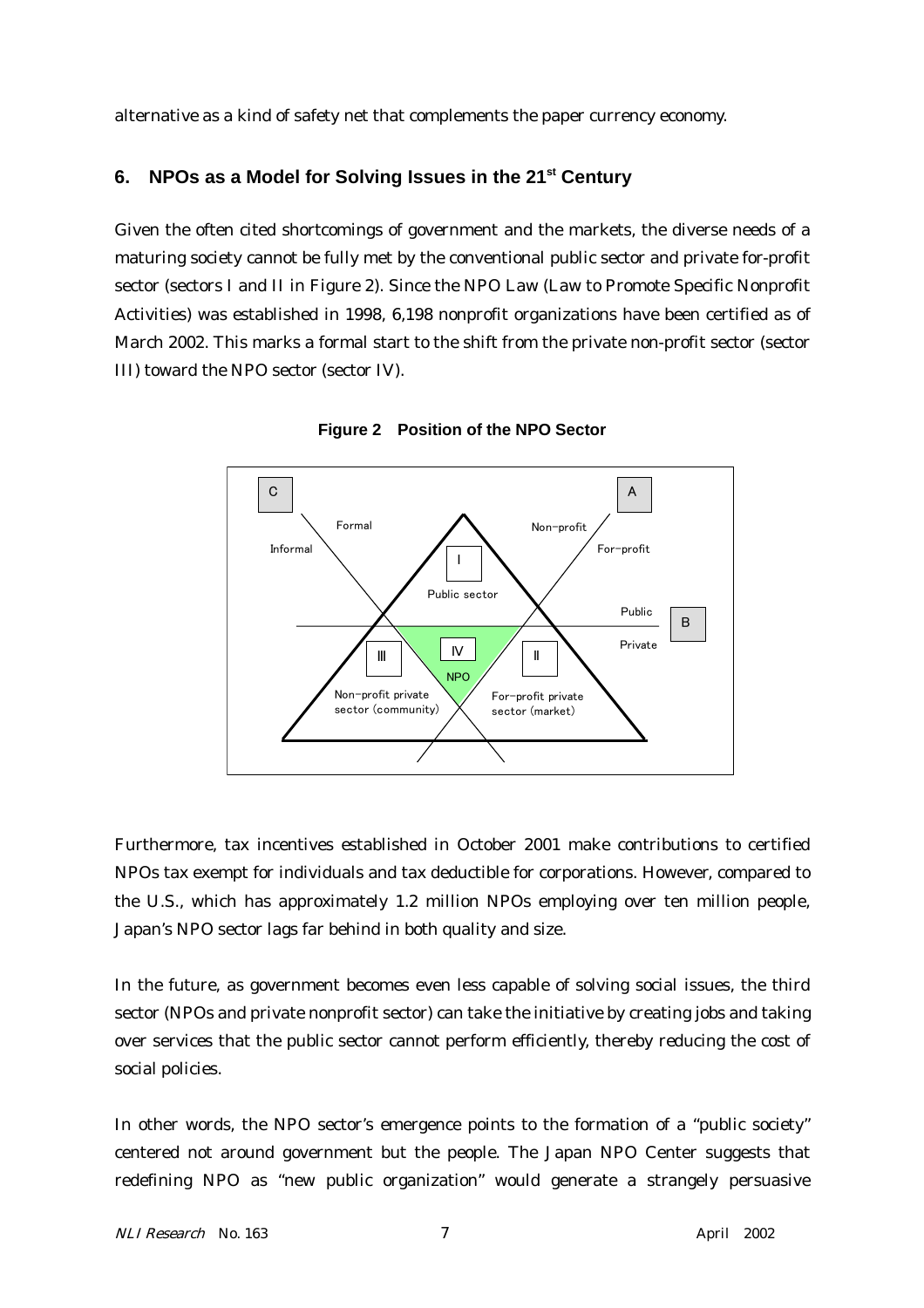alternative as a kind of safety net that complements the paper currency economy.

## 6. NPOs as a Model for Solving Issues in the 21st Century

Given the often cited shortcomings of government and the markets, the diverse needs of a maturing society cannot be fully met by the conventional public sector and private for-profit sector (sectors I and II in Figure 2). Since the NPO Law (Law to Promote Specific Nonprofit Activities) was established in 1998, 6,198 nonprofit organizations have been certified as of March 2002. This marks a formal start to the shift from the private non-profit sector (sector III) toward the NPO sector (sector IV).

**Figure 2 Position of the NPO Sector**

C A Formal Non-profit Informal For-profit I Public sector Public B Private III IV II NPO Non-profit private sector (community) For-profit private sector (market)

Furthermore, tax incentives established in October 2001 make contributions to certified NPOs tax exempt for individuals and tax deductible for corporations. However, compared to the U.S., which has approximately 1.2 million NPOs employing over ten million people, Japan's NPO sector lags far behind in both quality and size.

In the future, as government becomes even less capable of solving social issues, the third sector (NPOs and private nonprofit sector) can take the initiative by creating jobs and taking over services that the public sector cannot perform efficiently, thereby reducing the cost of social policies.

In other words, the NPO sector's emergence points to the formation of a "public society" centered not around government but the people. The Japan NPO Center suggests that redefining NPO as "new public organization" would generate a strangely persuasive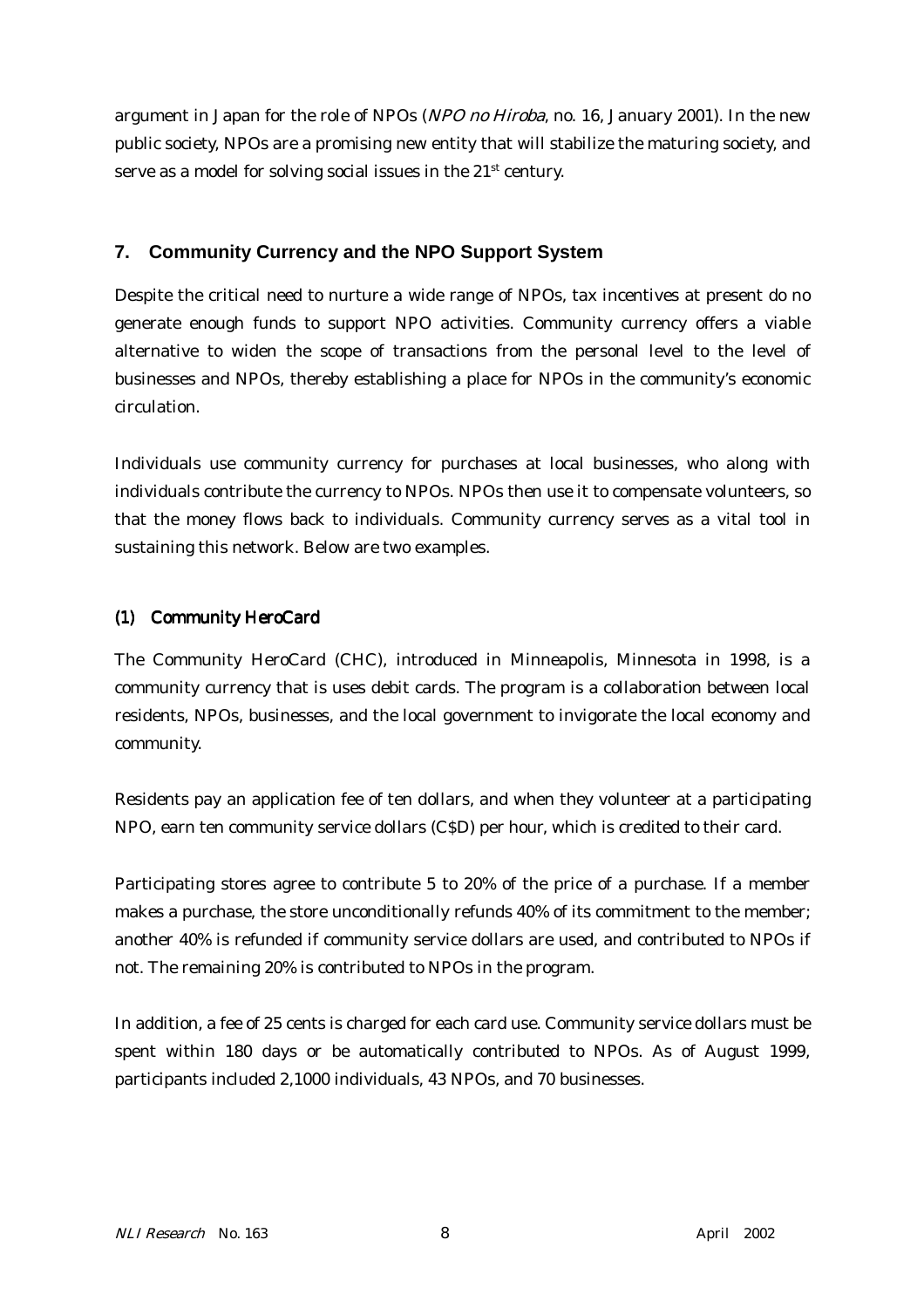argument in Japan for the role of NPOs (*NPO no Hiroba*, no. 16, January 2001). In the new public society, NPOs are a promising new entity that will stabilize the maturing society, and serve as a model for solving social issues in the 21st century.

## 7. Community Currency and the NPO Support System

Despite the critical need to nurture a wide range of NPOs, tax incentives at present do no generate enough funds to support NPO activities. Community currency offers a viable alternative to widen the scope of transactions from the personal level to the level of businesses and NPOs, thereby establishing a place for NPOs in the community's economic circulation.

Individuals use community currency for purchases at local businesses, who along with individuals contribute the currency to NPOs. NPOs then use it to compensate volunteers, so that the money flows back to individuals. Community currency serves as a vital tool in sustaining this network. Below are two examples.

### (1) Community HeroCard

The Community HeroCard (CHC), introduced in Minneapolis, Minnesota in 1998, is a community currency that is uses debit cards. The program is a collaboration between local residents, NPOs, businesses, and the local government to invigorate the local economy and community.

Residents pay an application fee of ten dollars, and when they volunteer at a participating NPO, earn ten community service dollars (C$D) per hour, which is credited to their card.

Participating stores agree to contribute 5 to 20% of the price of a purchase. If a member makes a purchase, the store unconditionally refunds 40% of its commitment to the member; another 40% is refunded if community service dollars are used, and contributed to NPOs if not. The remaining 20% is contributed to NPOs in the program.

In addition, a fee of 25 cents is charged for each card use. Community service dollars must be spent within 180 days or be automatically contributed to NPOs. As of August 1999, participants included 2,1000 individuals, 43 NPOs, and 70 businesses.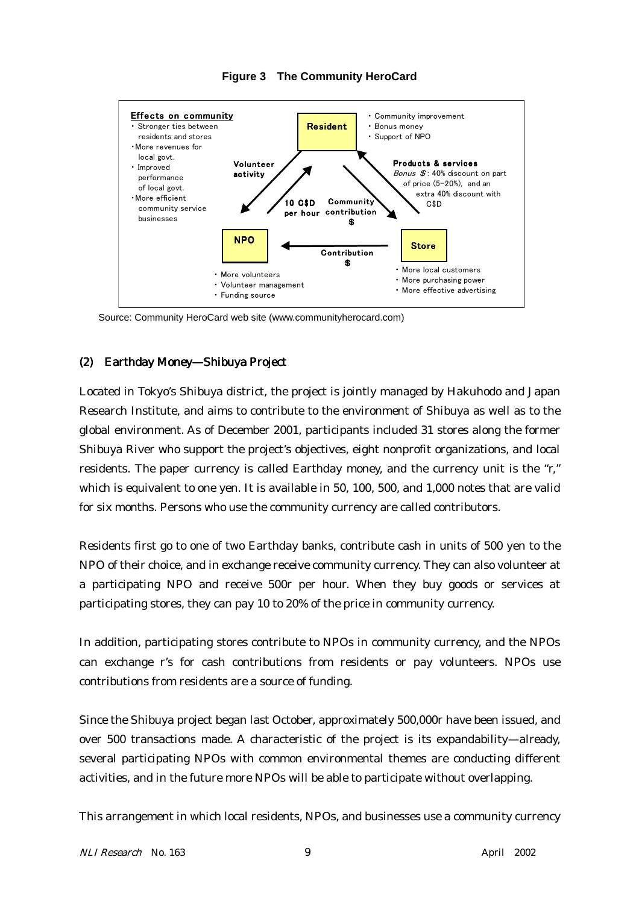**Figure 3 The Community HeroCard**

Effects on community
- Stronger ties between residents and stores
- More revenues for local govt.
- Improved performance of local govt.
- More efficient community service businesses

Resident
- Community improvement
- Bonus money
- Support of NPO

Volunteer activity

10 C$D per hour

Community contribution $

Products & services
*Bonus $*: 40% discount on part of price (5–20%), and an extra 40% discount with C$D

NPO
- More volunteers
- Volunteer management
- Funding source

Contribution $

Store
- More local customers
- More purchasing power
- More effective advertising

Source: Community HeroCard web site (www.communityherocard.com)

### (2) Earthday Money—Shibuya Project

Located in Tokyo's Shibuya district, the project is jointly managed by Hakuhodo and Japan Research Institute, and aims to contribute to the environment of Shibuya as well as to the global environment. As of December 2001, participants included 31 stores along the former Shibuya River who support the project's objectives, eight nonprofit organizations, and local residents. The paper currency is called Earthday money, and the currency unit is the "r," which is equivalent to one yen. It is available in 50, 100, 500, and 1,000 notes that are valid for six months. Persons who use the community currency are called contributors.

Residents first go to one of two Earthday banks, contribute cash in units of 500 yen to the NPO of their choice, and in exchange receive community currency. They can also volunteer at a participating NPO and receive 500r per hour. When they buy goods or services at participating stores, they can pay 10 to 20% of the price in community currency.

In addition, participating stores contribute to NPOs in community currency, and the NPOs can exchange r's for cash contributions from residents or pay volunteers. NPOs use contributions from residents are a source of funding.

Since the Shibuya project began last October, approximately 500,000r have been issued, and over 500 transactions made. A characteristic of the project is its expandability—already, several participating NPOs with common environmental themes are conducting different activities, and in the future more NPOs will be able to participate without overlapping.

This arrangement in which local residents, NPOs, and businesses use a community currency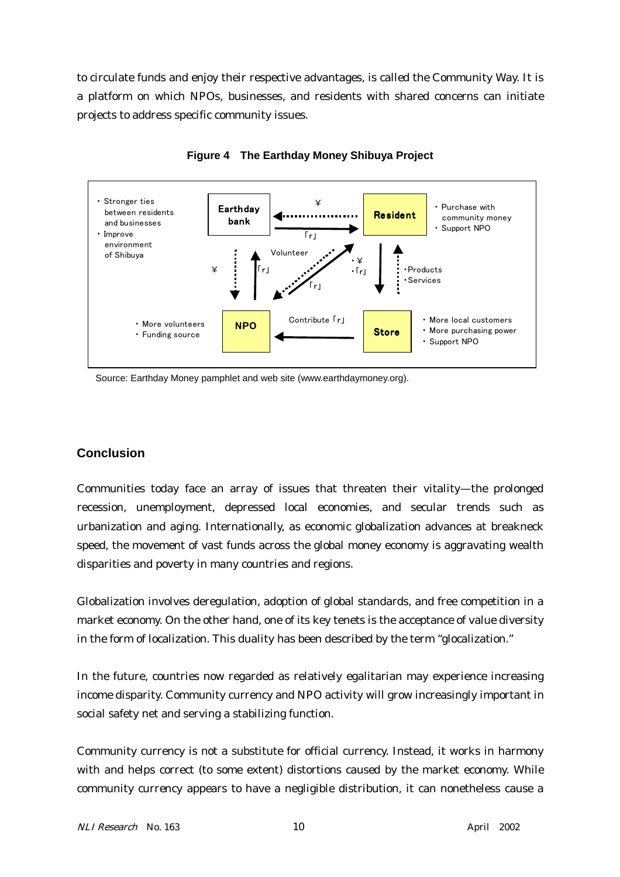to circulate funds and enjoy their respective advantages, is called the Community Way. It is a platform on which NPOs, businesses, and residents with shared concerns can initiate projects to address specific community issues.

**Figure 4　The Earthday Money Shibuya Project**

- Earthday bank: ・Stronger ties between residents and businesses ・Improve environment of Shibuya
- Resident: ・Purchase with community money ・Support NPO
- NPO: ・More volunteers ・Funding source
- Store: ・More local customers ・More purchasing power ・Support NPO
- Flows: Resident → Earthday bank: ¥; Earthday bank → Resident: 「r」; Earthday bank → NPO: ¥; NPO → Earthday bank: 「r」; Resident ↔ NPO: Volunteer, 「r」; Resident → Store: ・¥ ・「r」; Store → Resident: ・Products ・Services; Store → NPO: Contribute 「r」

Source: Earthday Money pamphlet and web site (www.earthdaymoney.org).

## Conclusion

Communities today face an array of issues that threaten their vitality—the prolonged recession, unemployment, depressed local economies, and secular trends such as urbanization and aging. Internationally, as economic globalization advances at breakneck speed, the movement of vast funds across the global money economy is aggravating wealth disparities and poverty in many countries and regions.

Globalization involves deregulation, adoption of global standards, and free competition in a market economy. On the other hand, one of its key tenets is the acceptance of value diversity in the form of localization. This duality has been described by the term "glocalization."

In the future, countries now regarded as relatively egalitarian may experience increasing income disparity. Community currency and NPO activity will grow increasingly important in social safety net and serving a stabilizing function.

Community currency is not a substitute for official currency. Instead, it works in harmony with and helps correct (to some extent) distortions caused by the market economy. While community currency appears to have a negligible distribution, it can nonetheless cause a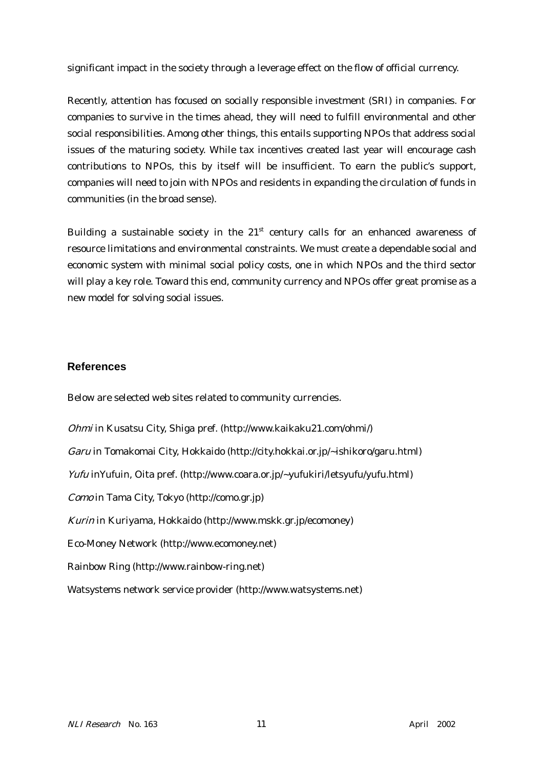significant impact in the society through a leverage effect on the flow of official currency.

Recently, attention has focused on socially responsible investment (SRI) in companies. For companies to survive in the times ahead, they will need to fulfill environmental and other social responsibilities. Among other things, this entails supporting NPOs that address social issues of the maturing society. While tax incentives created last year will encourage cash contributions to NPOs, this by itself will be insufficient. To earn the public's support, companies will need to join with NPOs and residents in expanding the circulation of funds in communities (in the broad sense).

Building a sustainable society in the 21st century calls for an enhanced awareness of resource limitations and environmental constraints. We must create a dependable social and economic system with minimal social policy costs, one in which NPOs and the third sector will play a key role. Toward this end, community currency and NPOs offer great promise as a new model for solving social issues.

## References

Below are selected web sites related to community currencies.

*Ohmi* in Kusatsu City, Shiga pref. (http://www.kaikaku21.com/ohmi/)

*Garu* in Tomakomai City, Hokkaido (http://city.hokkai.or.jp/~ishikoro/garu.html)

*Yufu* inYufuin, Oita pref. (http://www.coara.or.jp/~yufukiri/letsyufu/yufu.html)

*Como* in Tama City, Tokyo (http://como.gr.jp)

*Kurin* in Kuriyama, Hokkaido (http://www.mskk.gr.jp/ecomoney)

Eco-Money Network (http://www.ecomoney.net)

Rainbow Ring (http://www.rainbow-ring.net)

Watsystems network service provider (http://www.watsystems.net)